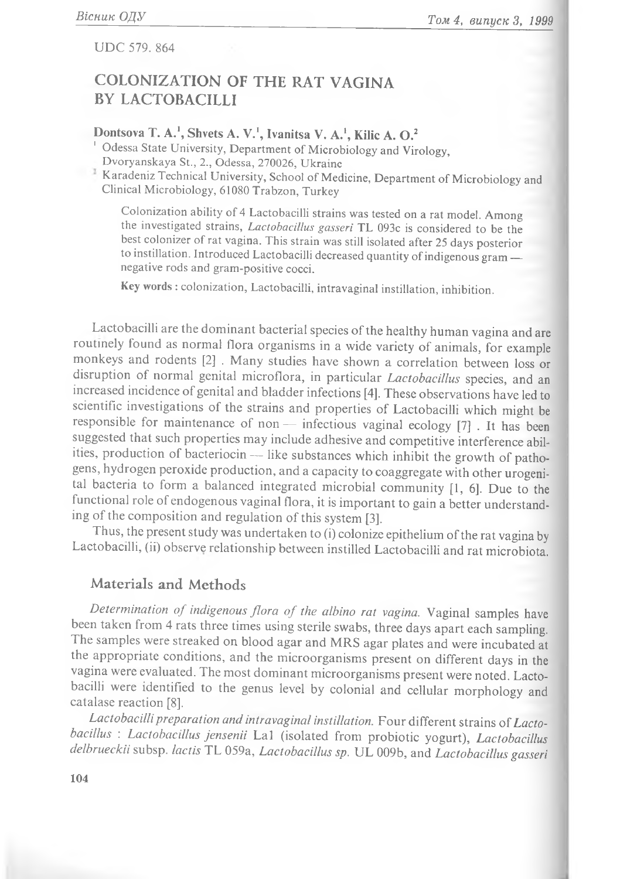UDC 579. 864

# COLONIZATION OF THE RAT VAGINA BY LACTOBACILLI

**Dontsova T. A.[1], Shvets A. V.[1], Ivanitsa V. A.[1], Kilic A. O.[2]**

[1] Odessa State University, Department of Microbiology and Virology, Dvoryanskaya St., 2., Odessa, 270026, Ukraine

[2] Karadeniz Technical University, School of Medicine, Department of Microbiology and Clinical Microbiology, 61080 Trabzon, Turkey

Colonization ability of 4 Lactobacilli strains was tested on a rat model. Among the investigated strains, *Lactobacillus gasseri* TL 093c is considered to be the best colonizer of rat vagina. This strain was still isolated after 25 days posterior to instillation. Introduced Lactobacilli decreased quantity of indigenous gram — negative rods and gram-positive cocci.

**Key words** : colonization, Lactobacilli, intravaginal instillation, inhibition.

Lactobacilli are the dominant bacterial species of the healthy human vagina and are routinely found as normal flora organisms in a wide variety of animals, for example monkeys and rodents [2] . Many studies have shown a correlation between loss or disruption of normal genital microflora, in particular *Lactobacillus* species, and an increased incidence of genital and bladder infections [4]. These observations have led to scientific investigations of the strains and properties of Lactobacilli which might be responsible for maintenance of non — infectious vaginal ecology [7] . It has been suggested that such properties may include adhesive and competitive interference abilities, production of bacteriocin — like substances which inhibit the growth of pathogens, hydrogen peroxide production, and a capacity to coaggregate with other urogenital bacteria to form a balanced integrated microbial community [1, 6]. Due to the functional role of endogenous vaginal flora, it is important to gain a better understanding of the composition and regulation of this system [3].

Thus, the present study was undertaken to (i) colonize epithelium of the rat vagina by Lactobacilli, (ii) observe relationship between instilled Lactobacilli and rat microbiota.

## Materials and Methods

*Determination of indigenous flora of the albino rat vagina.* Vaginal samples have been taken from 4 rats three times using sterile swabs, three days apart each sampling. The samples were streaked on blood agar and MRS agar plates and were incubated at the appropriate conditions, and the microorganisms present on different days in the vagina were evaluated. The most dominant microorganisms present were noted. Lactobacilli were identified to the genus level by colonial and cellular morphology and catalase reaction [8].

*Lactobacilli preparation and intravaginal instillation.* Four different strains of *Lactobacillus* : *Lactobacillus jensenii* La1 (isolated from probiotic yogurt), *Lactobacillus delbrueckii* subsp. *lactis* TL 059a, *Lactobacillus sp.* UL 009b, and *Lactobacillus gasseri*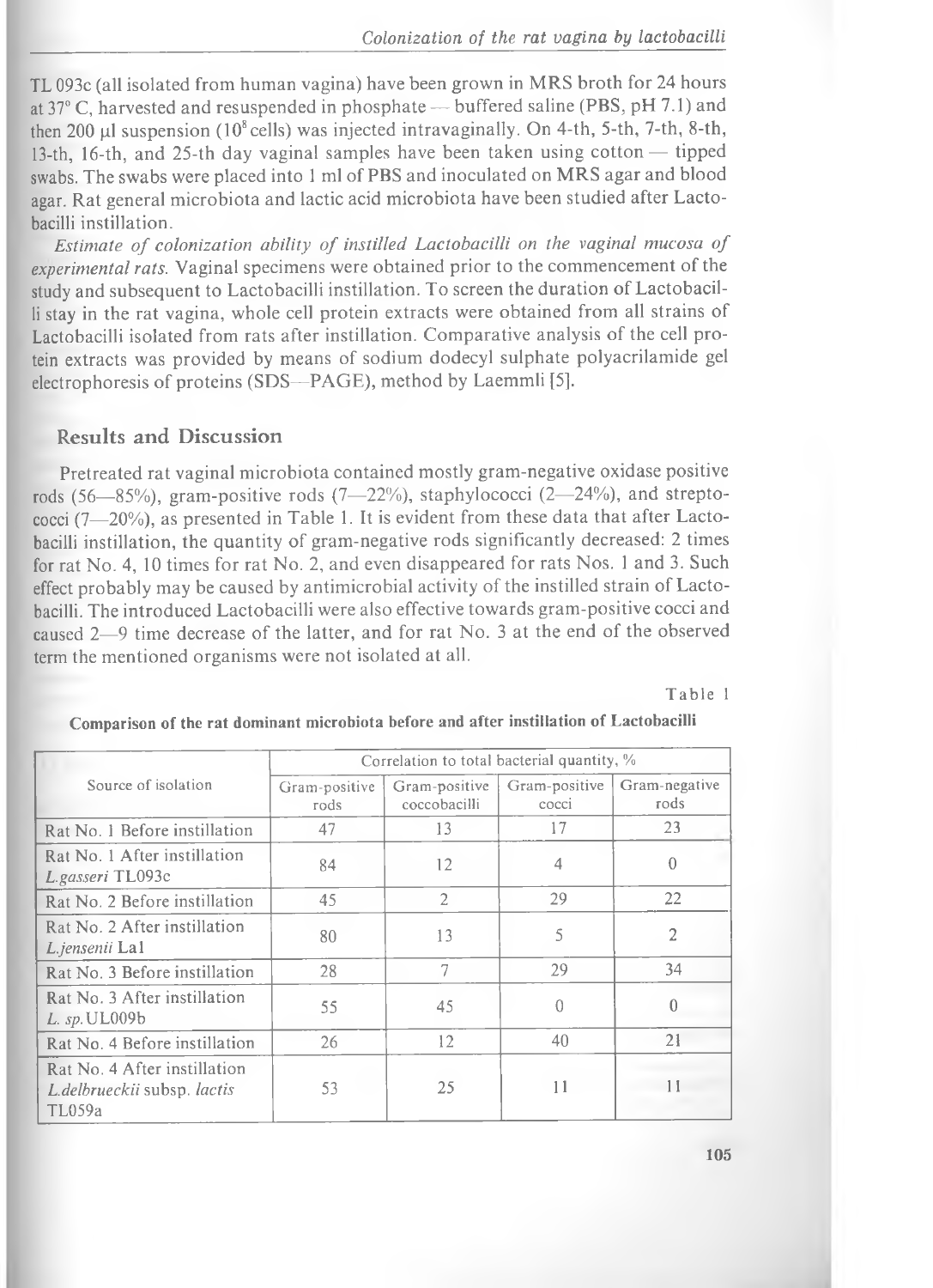TL 093c (all isolated from human vagina) have been grown in MRS broth for 24 hours at 37° C, harvested and resuspended in phosphate — buffered saline (PBS, pH 7.1) and then 200 μl suspension ($10^8$ cells) was injected intravaginally. On 4-th, 5-th, 7-th, 8-th, 13-th, 16-th, and 25-th day vaginal samples have been taken using cotton — tipped swabs. The swabs were placed into 1 ml of PBS and inoculated on MRS agar and blood agar. Rat general microbiota and lactic acid microbiota have been studied after Lactobacilli instillation.

*Estimate of colonization ability of instilled Lactobacilli on the vaginal mucosa of experimental rats.* Vaginal specimens were obtained prior to the commencement of the study and subsequent to Lactobacilli instillation. To screen the duration of Lactobacilli stay in the rat vagina, whole cell protein extracts were obtained from all strains of Lactobacilli isolated from rats after instillation. Comparative analysis of the cell protein extracts was provided by means of sodium dodecyl sulphate polyacrilamide gel electrophoresis of proteins (SDS—PAGE), method by Laemmli [5].

## Results and Discussion

Pretreated rat vaginal microbiota contained mostly gram-negative oxidase positive rods (56—85%), gram-positive rods (7—22%), staphylococci (2—24%), and streptococci (7—20%), as presented in Table 1. It is evident from these data that after Lactobacilli instillation, the quantity of gram-negative rods significantly decreased: 2 times for rat No. 4, 10 times for rat No. 2, and even disappeared for rats Nos. 1 and 3. Such effect probably may be caused by antimicrobial activity of the instilled strain of Lactobacilli. The introduced Lactobacilli were also effective towards gram-positive cocci and caused 2—9 time decrease of the latter, and for rat No. 3 at the end of the observed term the mentioned organisms were not isolated at all.

Table 1

**Comparison of the rat dominant microbiota before and after instillation of Lactobacilli**

| Source of isolation | Correlation to total bacterial quantity, % | | | |
|---|---|---|---|---|
| | Gram-positive rods | Gram-positive coccobacilli | Gram-positive cocci | Gram-negative rods |
| Rat No. 1 Before instillation | 47 | 13 | 17 | 23 |
| Rat No. 1 After instillation *L.gasseri* TL093c | 84 | 12 | 4 | 0 |
| Rat No. 2 Before instillation | 45 | 2 | 29 | 22 |
| Rat No. 2 After instillation *L.jensenii* La1 | 80 | 13 | 5 | 2 |
| Rat No. 3 Before instillation | 28 | 7 | 29 | 34 |
| Rat No. 3 After instillation *L. sp.* UL009b | 55 | 45 | 0 | 0 |
| Rat No. 4 Before instillation | 26 | 12 | 40 | 21 |
| Rat No. 4 After instillation *L.delbrueckii* subsp. *lactis* TL059a | 53 | 25 | 11 | 11 |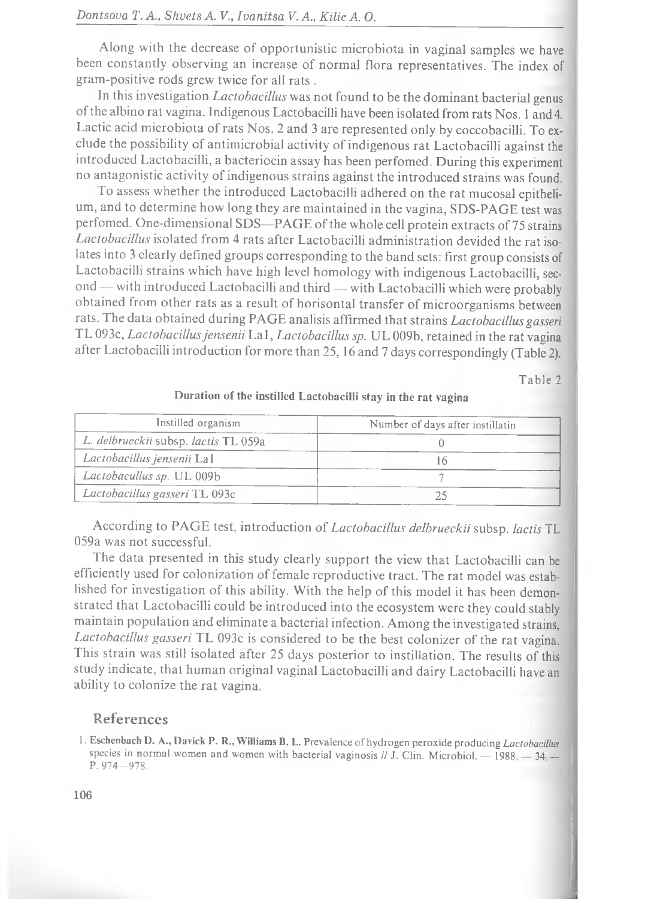Along with the decrease of opportunistic microbiota in vaginal samples we have been constantly observing an increase of normal flora representatives. The index of gram-positive rods grew twice for all rats .

In this investigation *Lactobacillus* was not found to be the dominant bacterial genus of the albino rat vagina. Indigenous Lactobacilli have been isolated from rats Nos. 1 and 4. Lactic acid microbiota of rats Nos. 2 and 3 are represented only by coccobacilli. To exclude the possibility of antimicrobial activity of indigenous rat Lactobacilli against the introduced Lactobacilli, a bacteriocin assay has been perfomed. During this experiment no antagonistic activity of indigenous strains against the introduced strains was found.

To assess whether the introduced Lactobacilli adhered on the rat mucosal epithelium, and to determine how long they are maintained in the vagina, SDS-PAGE test was perfomed. One-dimensional SDS—PAGE of the whole cell protein extracts of 75 strains *Lactobacillus* isolated from 4 rats after Lactobacilli administration devided the rat isolates into 3 clearly defined groups corresponding to the band sets: first group consists of Lactobacilli strains which have high level homology with indigenous Lactobacilli, second — with introduced Lactobacilli and third — with Lactobacilli which were probably obtained from other rats as a result of horisontal transfer of microorganisms between rats. The data obtained during PAGE analisis affirmed that strains *Lactobacillus gasseri* TL 093c, *Lactobacillus jensenii* La1, *Lactobacillus sp.* UL 009b, retained in the rat vagina after Lactobacilli introduction for more than 25, 16 and 7 days correspondingly (Table 2).

Table 2

**Duration of the instilled Lactobacilli stay in the rat vagina**

| Instilled organism | Number of days after instillatin |
|---|---|
| *L. delbrueckii* subsp. *lactis* TL 059a | 0 |
| *Lactobacillus jensenii* La1 | 16 |
| *Lactobacullus sp.* UL 009b | 7 |
| *Lactobacillus gasseri* TL 093c | 25 |

According to PAGE test, introduction of *Lactobacillus delbrueckii* subsp. *lactis* TL 059a was not successful.

The data presented in this study clearly support the view that Lactobacilli can be efficiently used for colonization of female reproductive tract. The rat model was established for investigation of this ability. With the help of this model it has been demonstrated that Lactobacilli could be introduced into the ecosystem were they could stably maintain population and eliminate a bacterial infection. Among the investigated strains, *Lactobacillus gasseri* TL 093c is considered to be the best colonizer of the rat vagina. This strain was still isolated after 25 days posterior to instillation. The results of this study indicate, that human original vaginal Lactobacilli and dairy Lactobacilli have an ability to colonize the rat vagina.

## References

1. **Eschenbach D. A., Davick P. R., Williams B. L.** Prevalence of hydrogen peroxide producing *Lactobacillus* species in normal women and women with bacterial vaginosis // J. Clin. Microbiol. — 1988. — 34. — P. 974—978.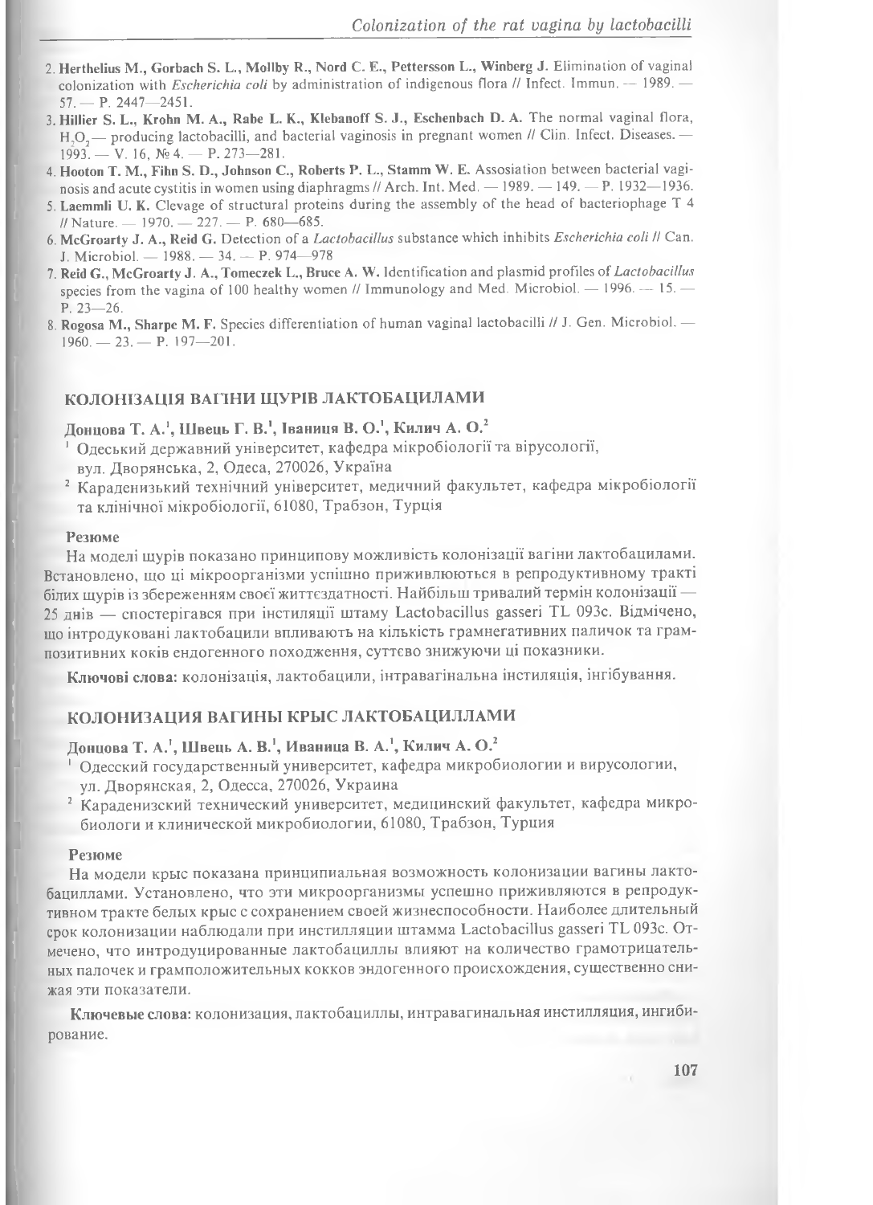2. **Herthelius M., Gorbach S. L., Mollby R., Nord C. E., Pettersson L., Winberg J.** Elimination of vaginal colonization with *Escherichia coli* by administration of indigenous flora // Infect. Immun. — 1989. — 57. — P. 2447—2451.
3. **Hillier S. L., Krohn M. A., Rabe L. K., Klebanoff S. J., Eschenbach D. A.** The normal vaginal flora, $H_2O_2$— producing lactobacilli, and bacterial vaginosis in pregnant women // Clin. Infect. Diseases. — 1993. — V. 16, № 4. — P. 273—281.
4. **Hooton T. M., Fihn S. D., Johnson C., Roberts P. L., Stamm W. E.** Assosiation between bacterial vaginosis and acute cystitis in women using diaphragms // Arch. Int. Med. — 1989. — 149. — P. 1932—1936.
5. **Laemmli U. K.** Clevage of structural proteins during the assembly of the head of bacteriophage T 4 // Nature. — 1970. — 227. — P. 680—685.
6. **McGroarty J. A., Reid G.** Detection of a *Lactobacillus* substance which inhibits *Escherichia coli* // Can. J. Microbiol. — 1988. — 34. — P. 974—978
7. **Reid G., McGroarty J. A., Tomeczek L., Bruce A. W.** Identification and plasmid profiles of *Lactobacillus* species from the vagina of 100 healthy women // Immunology and Med. Microbiol. — 1996. — 15. — P. 23—26.
8. **Rogosa M., Sharpe M. F.** Species differentiation of human vaginal lactobacilli // J. Gen. Microbiol. — 1960. — 23. — P. 197—201.

## КОЛОНІЗАЦІЯ ВАГІНИ ЩУРІВ ЛАКТОБАЦИЛАМИ

**Донцова Т. А.[1], Швець Г. В.[1], Іваниця В. О.[1], Килич А. О.[2]**

[1] Одеський державний університет, кафедра мікробіології та вірусології, вул. Дворянська, 2, Одеса, 270026, Україна

[2] Караденизький технічний університет, медичний факультет, кафедра мікробіології та клінічної мікробіології, 61080, Трабзон, Турція

**Резюме**

На моделі щурів показано принципову можливість колонізації вагіни лактобацилами. Встановлено, що ці мікроорганізми успішно приживлюються в репродуктивному тракті білих щурів із збереженням своєї життєздатності. Найбільш тривалий термін колонізації — 25 днів — спостерігався при інстиляції штаму Lactobacillus gasseri TL 093c. Відмічено, що інтродуковані лактобацили впливають на кількість грамнегативних паличок та грампозитивних коків ендогенного походження, суттєво знижуючи ці показники.

**Ключові слова:** колонізація, лактобацили, інтравагінальна інстиляція, інгібування.

## КОЛОНИЗАЦИЯ ВАГИНЫ КРЫС ЛАКТОБАЦИЛЛАМИ

**Донцова Т. А.[1], Швець А. В.[1], Иваница В. А.[1], Килич А. О.[2]**

[1] Одесский государственный университет, кафедра микробиологии и вирусологии, ул. Дворянская, 2, Одесса, 270026, Украина

[2] Караденизский технический университет, медицинский факультет, кафедра микробиологи и клинической микробиологии, 61080, Трабзон, Турция

**Резюме**

На модели крыс показана принципиальная возможность колонизации вагины лактобациллами. Установлено, что эти микроорганизмы успешно приживляются в репродуктивном тракте белых крыс с сохранением своей жизнеспособности. Наиболее длительный срок колонизации наблюдали при инстилляции штамма Lactobacillus gasseri TL 093c. Отмечено, что интродуцированные лактобациллы влияют на количество грамотрицательных палочек и грамположительных кокков эндогенного происхождения, существенно снижая эти показатели.

**Ключевые слова:** колонизация, лактобациллы, интравагинальная инстилляция, ингибирование.